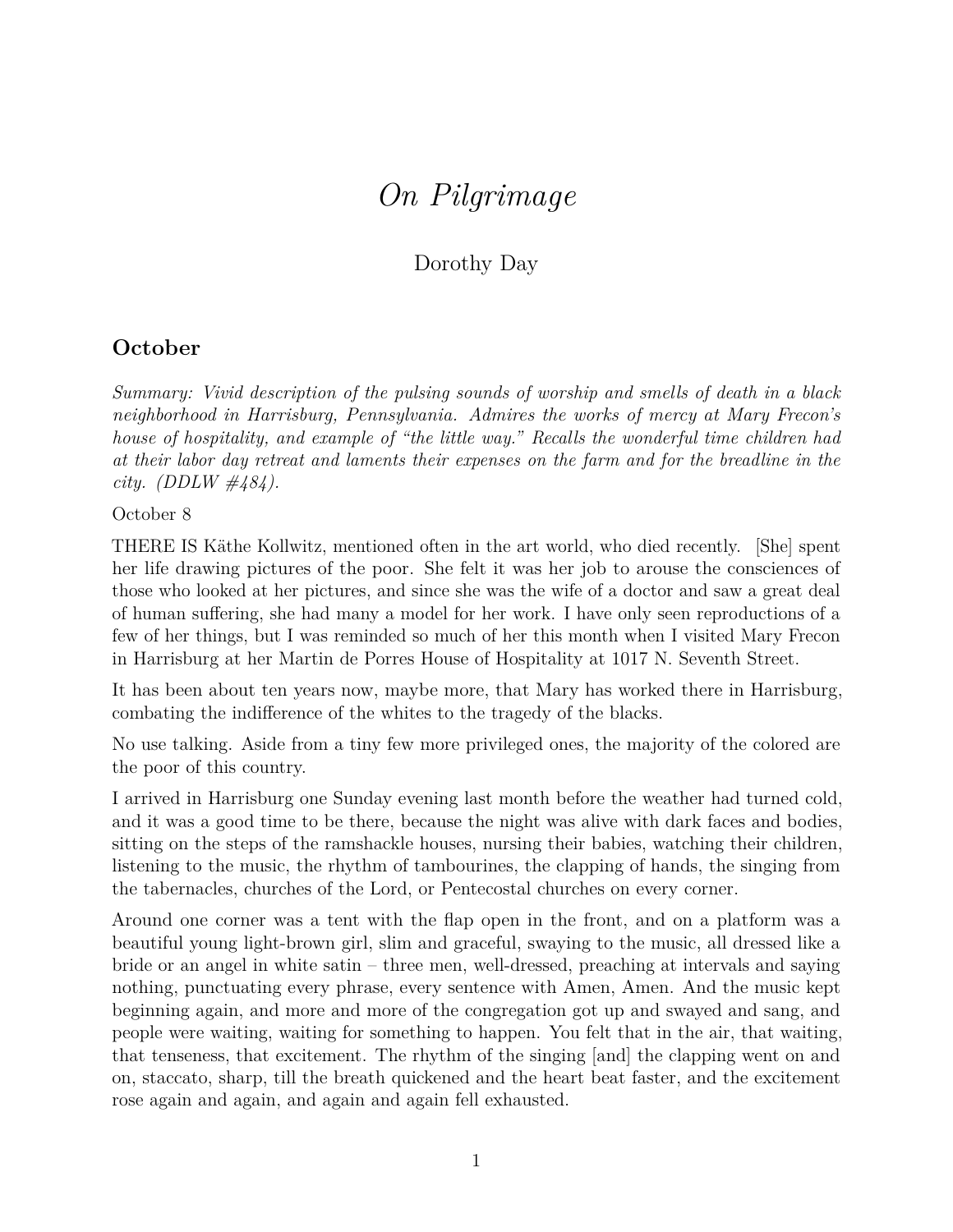# *On Pilgrimage*

Dorothy Day

## October

*Summary: Vivid description of the pulsing sounds of worship and smells of death in a black neighborhood in Harrisburg, Pennsylvania. Admires the works of mercy at Mary Frecon's house of hospitality, and example of "the little way." Recalls the wonderful time children had at their labor day retreat and laments their expenses on the farm and for the breadline in the city. (DDLW #484).*

October 8

THERE IS Käthe Kollwitz, mentioned often in the art world, who died recently. [She] spent her life drawing pictures of the poor. She felt it was her job to arouse the consciences of those who looked at her pictures, and since she was the wife of a doctor and saw a great deal of human suffering, she had many a model for her work. I have only seen reproductions of a few of her things, but I was reminded so much of her this month when I visited Mary Frecon in Harrisburg at her Martin de Porres House of Hospitality at 1017 N. Seventh Street.

It has been about ten years now, maybe more, that Mary has worked there in Harrisburg, combating the indifference of the whites to the tragedy of the blacks.

No use talking. Aside from a tiny few more privileged ones, the majority of the colored are the poor of this country.

I arrived in Harrisburg one Sunday evening last month before the weather had turned cold, and it was a good time to be there, because the night was alive with dark faces and bodies, sitting on the steps of the ramshackle houses, nursing their babies, watching their children, listening to the music, the rhythm of tambourines, the clapping of hands, the singing from the tabernacles, churches of the Lord, or Pentecostal churches on every corner.

Around one corner was a tent with the flap open in the front, and on a platform was a beautiful young light-brown girl, slim and graceful, swaying to the music, all dressed like a bride or an angel in white satin – three men, well-dressed, preaching at intervals and saying nothing, punctuating every phrase, every sentence with Amen, Amen. And the music kept beginning again, and more and more of the congregation got up and swayed and sang, and people were waiting, waiting for something to happen. You felt that in the air, that waiting, that tenseness, that excitement. The rhythm of the singing [and] the clapping went on and on, staccato, sharp, till the breath quickened and the heart beat faster, and the excitement rose again and again, and again and again fell exhausted.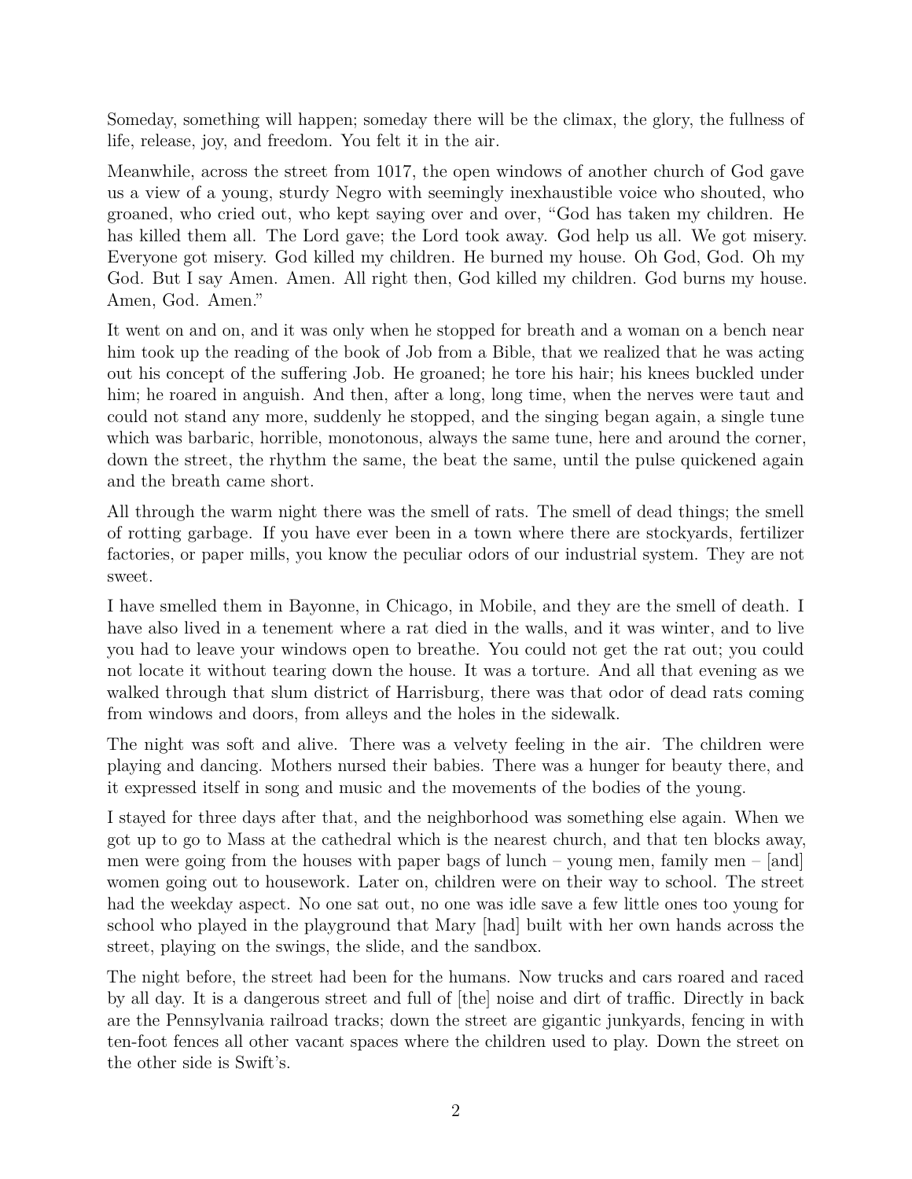Someday, something will happen; someday there will be the climax, the glory, the fullness of life, release, joy, and freedom. You felt it in the air.

Meanwhile, across the street from 1017, the open windows of another church of God gave us a view of a young, sturdy Negro with seemingly inexhaustible voice who shouted, who groaned, who cried out, who kept saying over and over, "God has taken my children. He has killed them all. The Lord gave; the Lord took away. God help us all. We got misery. Everyone got misery. God killed my children. He burned my house. Oh God, God. Oh my God. But I say Amen. Amen. All right then, God killed my children. God burns my house. Amen, God. Amen."

It went on and on, and it was only when he stopped for breath and a woman on a bench near him took up the reading of the book of Job from a Bible, that we realized that he was acting out his concept of the suffering Job. He groaned; he tore his hair; his knees buckled under him; he roared in anguish. And then, after a long, long time, when the nerves were taut and could not stand any more, suddenly he stopped, and the singing began again, a single tune which was barbaric, horrible, monotonous, always the same tune, here and around the corner, down the street, the rhythm the same, the beat the same, until the pulse quickened again and the breath came short.

All through the warm night there was the smell of rats. The smell of dead things; the smell of rotting garbage. If you have ever been in a town where there are stockyards, fertilizer factories, or paper mills, you know the peculiar odors of our industrial system. They are not sweet.

I have smelled them in Bayonne, in Chicago, in Mobile, and they are the smell of death. I have also lived in a tenement where a rat died in the walls, and it was winter, and to live you had to leave your windows open to breathe. You could not get the rat out; you could not locate it without tearing down the house. It was a torture. And all that evening as we walked through that slum district of Harrisburg, there was that odor of dead rats coming from windows and doors, from alleys and the holes in the sidewalk.

The night was soft and alive. There was a velvety feeling in the air. The children were playing and dancing. Mothers nursed their babies. There was a hunger for beauty there, and it expressed itself in song and music and the movements of the bodies of the young.

I stayed for three days after that, and the neighborhood was something else again. When we got up to go to Mass at the cathedral which is the nearest church, and that ten blocks away, men were going from the houses with paper bags of lunch – young men, family men – [and] women going out to housework. Later on, children were on their way to school. The street had the weekday aspect. No one sat out, no one was idle save a few little ones too young for school who played in the playground that Mary [had] built with her own hands across the street, playing on the swings, the slide, and the sandbox.

The night before, the street had been for the humans. Now trucks and cars roared and raced by all day. It is a dangerous street and full of [the] noise and dirt of traffic. Directly in back are the Pennsylvania railroad tracks; down the street are gigantic junkyards, fencing in with ten-foot fences all other vacant spaces where the children used to play. Down the street on the other side is Swift's.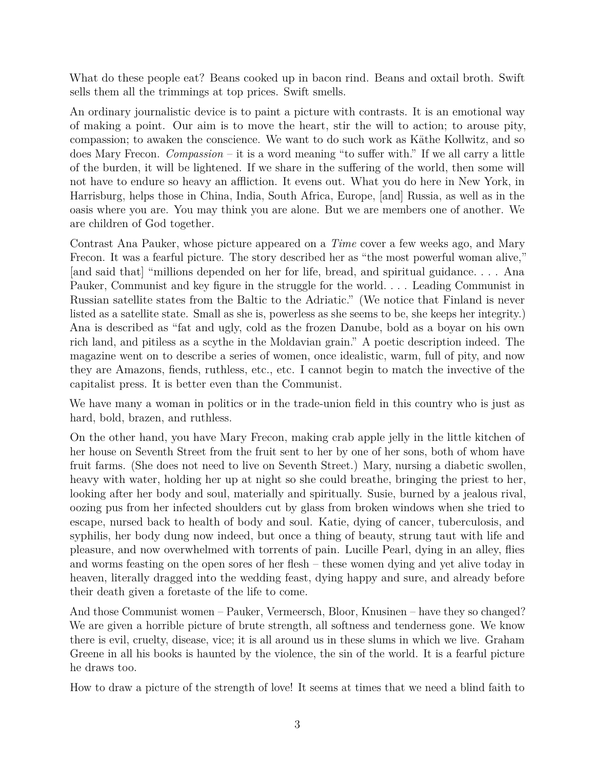What do these people eat? Beans cooked up in bacon rind. Beans and oxtail broth. Swift sells them all the trimmings at top prices. Swift smells.

An ordinary journalistic device is to paint a picture with contrasts. It is an emotional way of making a point. Our aim is to move the heart, stir the will to action; to arouse pity, compassion; to awaken the conscience. We want to do such work as Käthe Kollwitz, and so does Mary Frecon. *Compassion* – it is a word meaning "to suffer with." If we all carry a little of the burden, it will be lightened. If we share in the suffering of the world, then some will not have to endure so heavy an affliction. It evens out. What you do here in New York, in Harrisburg, helps those in China, India, South Africa, Europe, [and] Russia, as well as in the oasis where you are. You may think you are alone. But we are members one of another. We are children of God together.

Contrast Ana Pauker, whose picture appeared on a *Time* cover a few weeks ago, and Mary Frecon. It was a fearful picture. The story described her as "the most powerful woman alive," [and said that] "millions depended on her for life, bread, and spiritual guidance. . . . Ana Pauker, Communist and key figure in the struggle for the world. . . . Leading Communist in Russian satellite states from the Baltic to the Adriatic." (We notice that Finland is never listed as a satellite state. Small as she is, powerless as she seems to be, she keeps her integrity.) Ana is described as "fat and ugly, cold as the frozen Danube, bold as a boyar on his own rich land, and pitiless as a scythe in the Moldavian grain." A poetic description indeed. The magazine went on to describe a series of women, once idealistic, warm, full of pity, and now they are Amazons, fiends, ruthless, etc., etc. I cannot begin to match the invective of the capitalist press. It is better even than the Communist.

We have many a woman in politics or in the trade-union field in this country who is just as hard, bold, brazen, and ruthless.

On the other hand, you have Mary Frecon, making crab apple jelly in the little kitchen of her house on Seventh Street from the fruit sent to her by one of her sons, both of whom have fruit farms. (She does not need to live on Seventh Street.) Mary, nursing a diabetic swollen, heavy with water, holding her up at night so she could breathe, bringing the priest to her, looking after her body and soul, materially and spiritually. Susie, burned by a jealous rival, oozing pus from her infected shoulders cut by glass from broken windows when she tried to escape, nursed back to health of body and soul. Katie, dying of cancer, tuberculosis, and syphilis, her body dung now indeed, but once a thing of beauty, strung taut with life and pleasure, and now overwhelmed with torrents of pain. Lucille Pearl, dying in an alley, flies and worms feasting on the open sores of her flesh – these women dying and yet alive today in heaven, literally dragged into the wedding feast, dying happy and sure, and already before their death given a foretaste of the life to come.

And those Communist women – Pauker, Vermeersch, Bloor, Knusinen – have they so changed? We are given a horrible picture of brute strength, all softness and tenderness gone. We know there is evil, cruelty, disease, vice; it is all around us in these slums in which we live. Graham Greene in all his books is haunted by the violence, the sin of the world. It is a fearful picture he draws too.

How to draw a picture of the strength of love! It seems at times that we need a blind faith to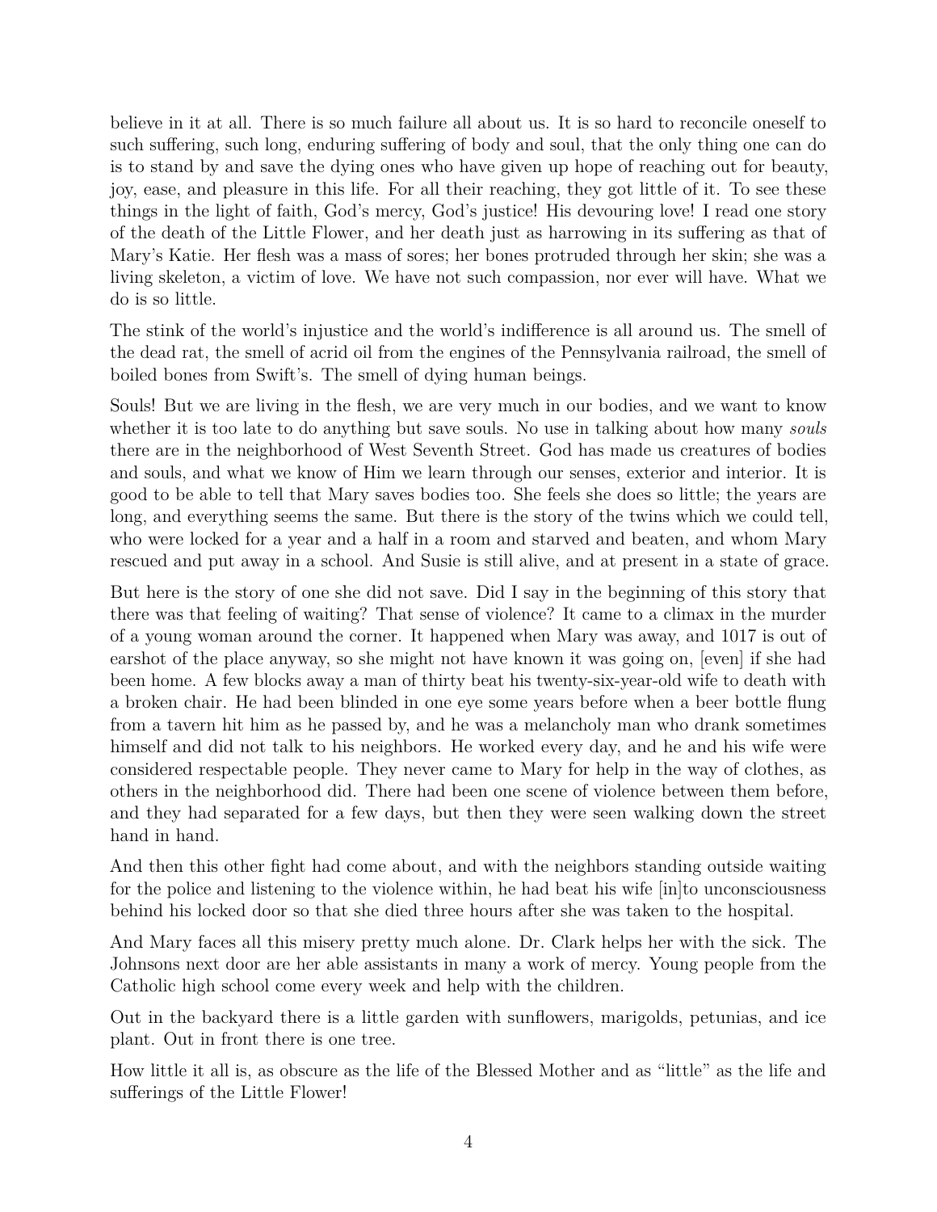believe in it at all. There is so much failure all about us. It is so hard to reconcile oneself to such suffering, such long, enduring suffering of body and soul, that the only thing one can do is to stand by and save the dying ones who have given up hope of reaching out for beauty, joy, ease, and pleasure in this life. For all their reaching, they got little of it. To see these things in the light of faith, God's mercy, God's justice! His devouring love! I read one story of the death of the Little Flower, and her death just as harrowing in its suffering as that of Mary's Katie. Her flesh was a mass of sores; her bones protruded through her skin; she was a living skeleton, a victim of love. We have not such compassion, nor ever will have. What we do is so little.

The stink of the world's injustice and the world's indifference is all around us. The smell of the dead rat, the smell of acrid oil from the engines of the Pennsylvania railroad, the smell of boiled bones from Swift's. The smell of dying human beings.

Souls! But we are living in the flesh, we are very much in our bodies, and we want to know whether it is too late to do anything but save souls. No use in talking about how many *souls* there are in the neighborhood of West Seventh Street. God has made us creatures of bodies and souls, and what we know of Him we learn through our senses, exterior and interior. It is good to be able to tell that Mary saves bodies too. She feels she does so little; the years are long, and everything seems the same. But there is the story of the twins which we could tell, who were locked for a year and a half in a room and starved and beaten, and whom Mary rescued and put away in a school. And Susie is still alive, and at present in a state of grace.

But here is the story of one she did not save. Did I say in the beginning of this story that there was that feeling of waiting? That sense of violence? It came to a climax in the murder of a young woman around the corner. It happened when Mary was away, and 1017 is out of earshot of the place anyway, so she might not have known it was going on, [even] if she had been home. A few blocks away a man of thirty beat his twenty-six-year-old wife to death with a broken chair. He had been blinded in one eye some years before when a beer bottle flung from a tavern hit him as he passed by, and he was a melancholy man who drank sometimes himself and did not talk to his neighbors. He worked every day, and he and his wife were considered respectable people. They never came to Mary for help in the way of clothes, as others in the neighborhood did. There had been one scene of violence between them before, and they had separated for a few days, but then they were seen walking down the street hand in hand.

And then this other fight had come about, and with the neighbors standing outside waiting for the police and listening to the violence within, he had beat his wife [in]to unconsciousness behind his locked door so that she died three hours after she was taken to the hospital.

And Mary faces all this misery pretty much alone. Dr. Clark helps her with the sick. The Johnsons next door are her able assistants in many a work of mercy. Young people from the Catholic high school come every week and help with the children.

Out in the backyard there is a little garden with sunflowers, marigolds, petunias, and ice plant. Out in front there is one tree.

How little it all is, as obscure as the life of the Blessed Mother and as "little" as the life and sufferings of the Little Flower!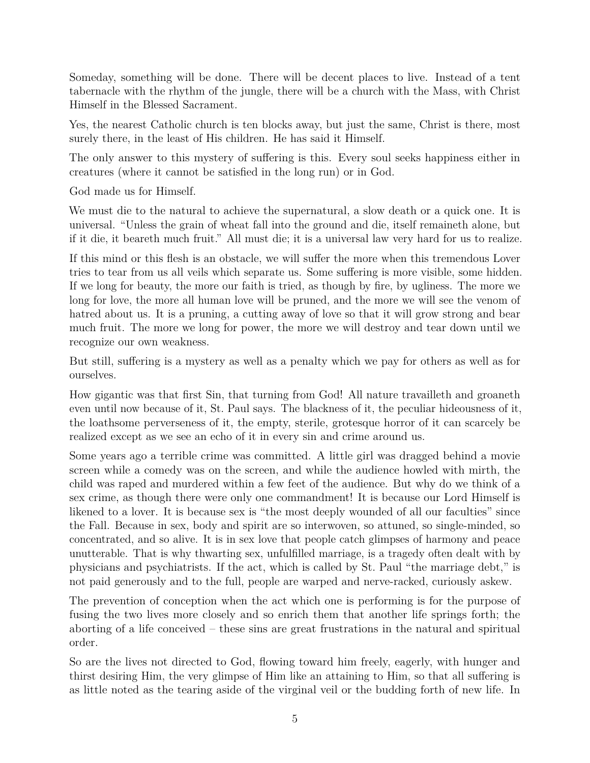Someday, something will be done. There will be decent places to live. Instead of a tent tabernacle with the rhythm of the jungle, there will be a church with the Mass, with Christ Himself in the Blessed Sacrament.

Yes, the nearest Catholic church is ten blocks away, but just the same, Christ is there, most surely there, in the least of His children. He has said it Himself.

The only answer to this mystery of suffering is this. Every soul seeks happiness either in creatures (where it cannot be satisfied in the long run) or in God.

God made us for Himself.

We must die to the natural to achieve the supernatural, a slow death or a quick one. It is universal. "Unless the grain of wheat fall into the ground and die, itself remaineth alone, but if it die, it beareth much fruit." All must die; it is a universal law very hard for us to realize.

If this mind or this flesh is an obstacle, we will suffer the more when this tremendous Lover tries to tear from us all veils which separate us. Some suffering is more visible, some hidden. If we long for beauty, the more our faith is tried, as though by fire, by ugliness. The more we long for love, the more all human love will be pruned, and the more we will see the venom of hatred about us. It is a pruning, a cutting away of love so that it will grow strong and bear much fruit. The more we long for power, the more we will destroy and tear down until we recognize our own weakness.

But still, suffering is a mystery as well as a penalty which we pay for others as well as for ourselves.

How gigantic was that first Sin, that turning from God! All nature travailleth and groaneth even until now because of it, St. Paul says. The blackness of it, the peculiar hideousness of it, the loathsome perverseness of it, the empty, sterile, grotesque horror of it can scarcely be realized except as we see an echo of it in every sin and crime around us.

Some years ago a terrible crime was committed. A little girl was dragged behind a movie screen while a comedy was on the screen, and while the audience howled with mirth, the child was raped and murdered within a few feet of the audience. But why do we think of a sex crime, as though there were only one commandment! It is because our Lord Himself is likened to a lover. It is because sex is "the most deeply wounded of all our faculties" since the Fall. Because in sex, body and spirit are so interwoven, so attuned, so single-minded, so concentrated, and so alive. It is in sex love that people catch glimpses of harmony and peace unutterable. That is why thwarting sex, unfulfilled marriage, is a tragedy often dealt with by physicians and psychiatrists. If the act, which is called by St. Paul "the marriage debt," is not paid generously and to the full, people are warped and nerve-racked, curiously askew.

The prevention of conception when the act which one is performing is for the purpose of fusing the two lives more closely and so enrich them that another life springs forth; the aborting of a life conceived – these sins are great frustrations in the natural and spiritual order.

So are the lives not directed to God, flowing toward him freely, eagerly, with hunger and thirst desiring Him, the very glimpse of Him like an attaining to Him, so that all suffering is as little noted as the tearing aside of the virginal veil or the budding forth of new life. In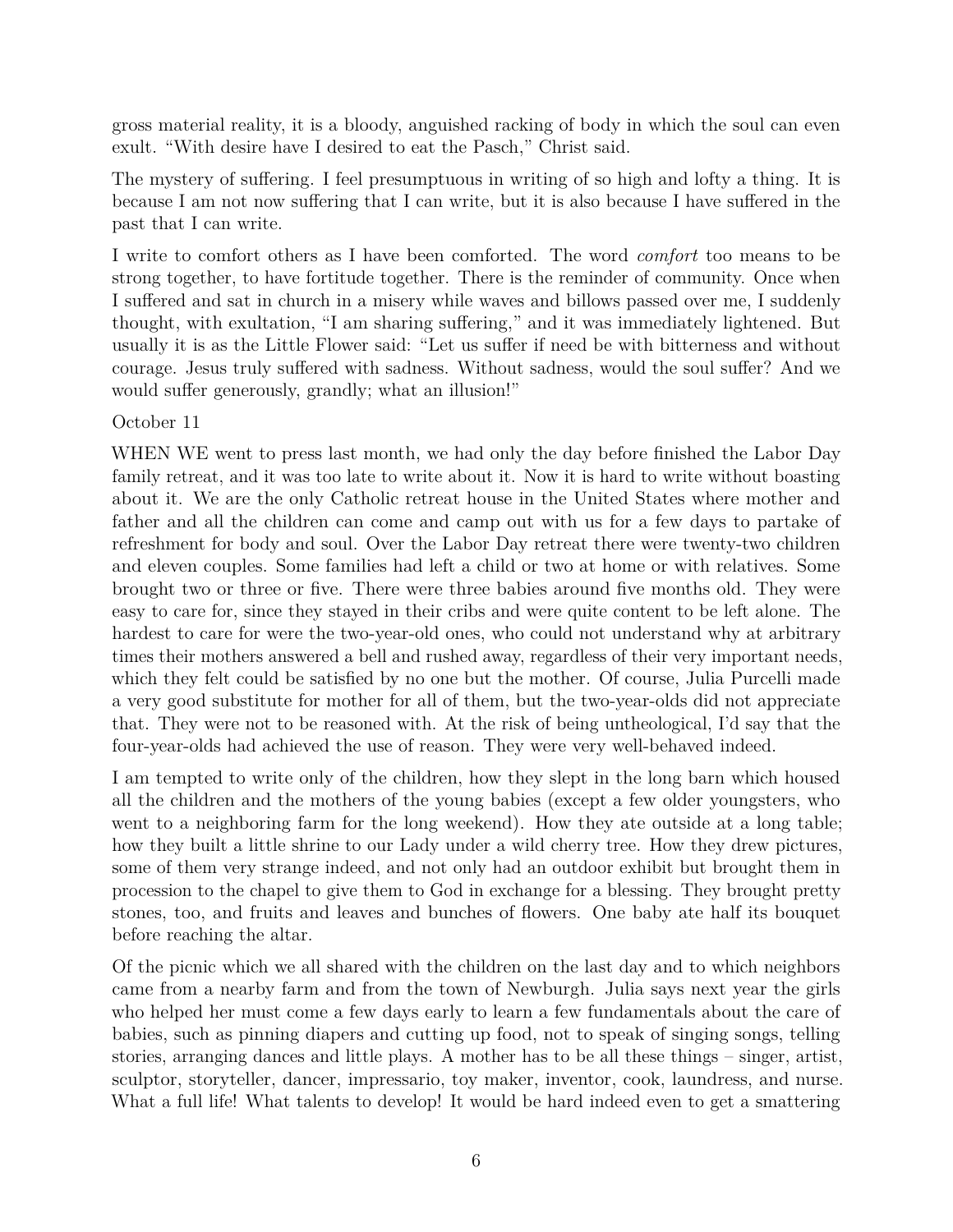gross material reality, it is a bloody, anguished racking of body in which the soul can even exult. "With desire have I desired to eat the Pasch," Christ said.

The mystery of suffering. I feel presumptuous in writing of so high and lofty a thing. It is because I am not now suffering that I can write, but it is also because I have suffered in the past that I can write.

I write to comfort others as I have been comforted. The word *comfort* too means to be strong together, to have fortitude together. There is the reminder of community. Once when I suffered and sat in church in a misery while waves and billows passed over me, I suddenly thought, with exultation, "I am sharing suffering," and it was immediately lightened. But usually it is as the Little Flower said: "Let us suffer if need be with bitterness and without courage. Jesus truly suffered with sadness. Without sadness, would the soul suffer? And we would suffer generously, grandly; what an illusion!"

October 11

WHEN WE went to press last month, we had only the day before finished the Labor Day family retreat, and it was too late to write about it. Now it is hard to write without boasting about it. We are the only Catholic retreat house in the United States where mother and father and all the children can come and camp out with us for a few days to partake of refreshment for body and soul. Over the Labor Day retreat there were twenty-two children and eleven couples. Some families had left a child or two at home or with relatives. Some brought two or three or five. There were three babies around five months old. They were easy to care for, since they stayed in their cribs and were quite content to be left alone. The hardest to care for were the two-year-old ones, who could not understand why at arbitrary times their mothers answered a bell and rushed away, regardless of their very important needs, which they felt could be satisfied by no one but the mother. Of course, Julia Purcelli made a very good substitute for mother for all of them, but the two-year-olds did not appreciate that. They were not to be reasoned with. At the risk of being untheological, I'd say that the four-year-olds had achieved the use of reason. They were very well-behaved indeed.

I am tempted to write only of the children, how they slept in the long barn which housed all the children and the mothers of the young babies (except a few older youngsters, who went to a neighboring farm for the long weekend). How they ate outside at a long table; how they built a little shrine to our Lady under a wild cherry tree. How they drew pictures, some of them very strange indeed, and not only had an outdoor exhibit but brought them in procession to the chapel to give them to God in exchange for a blessing. They brought pretty stones, too, and fruits and leaves and bunches of flowers. One baby ate half its bouquet before reaching the altar.

Of the picnic which we all shared with the children on the last day and to which neighbors came from a nearby farm and from the town of Newburgh. Julia says next year the girls who helped her must come a few days early to learn a few fundamentals about the care of babies, such as pinning diapers and cutting up food, not to speak of singing songs, telling stories, arranging dances and little plays. A mother has to be all these things – singer, artist, sculptor, storyteller, dancer, impressario, toy maker, inventor, cook, laundress, and nurse. What a full life! What talents to develop! It would be hard indeed even to get a smattering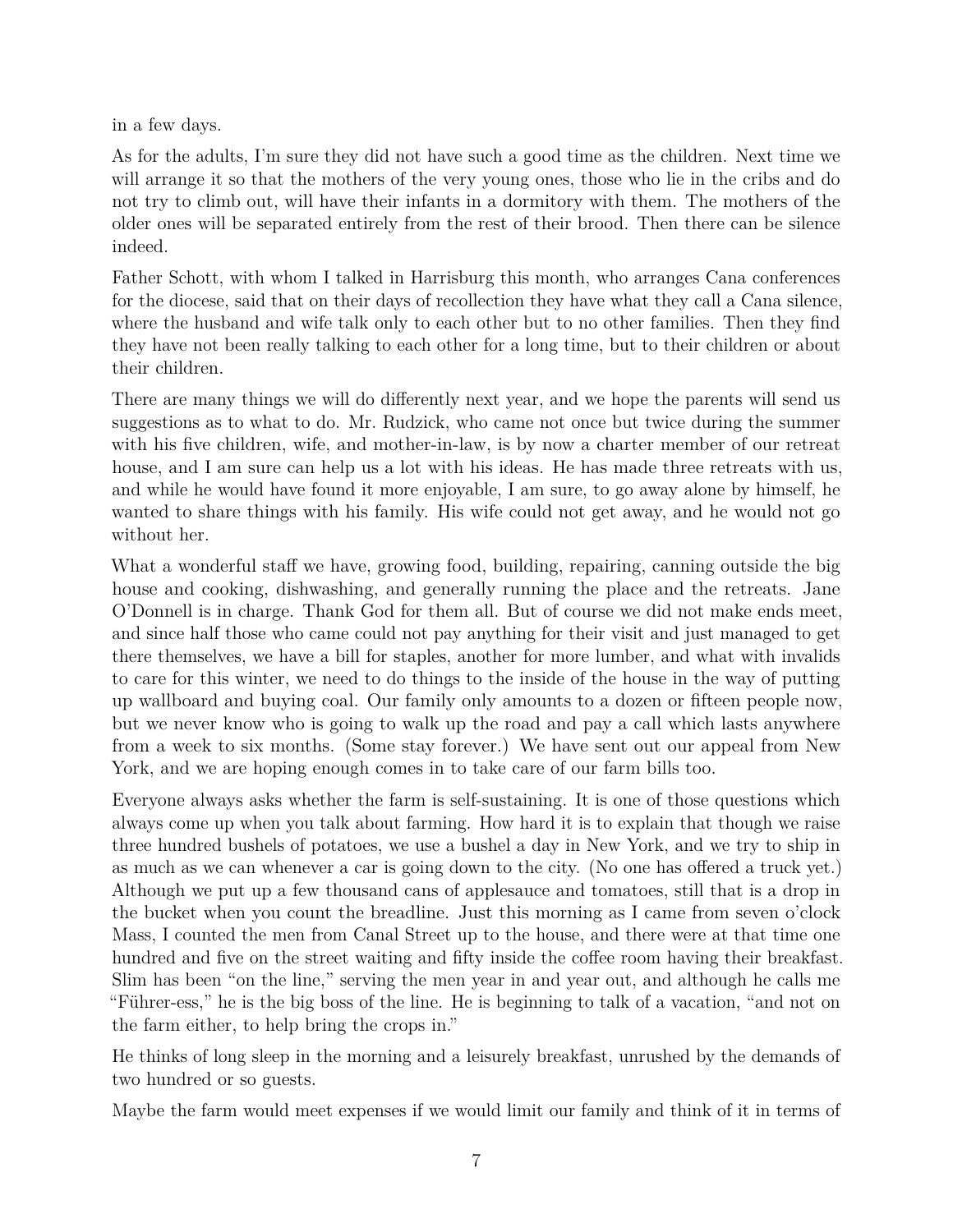in a few days.

As for the adults, I'm sure they did not have such a good time as the children. Next time we will arrange it so that the mothers of the very young ones, those who lie in the cribs and do not try to climb out, will have their infants in a dormitory with them. The mothers of the older ones will be separated entirely from the rest of their brood. Then there can be silence indeed.

Father Schott, with whom I talked in Harrisburg this month, who arranges Cana conferences for the diocese, said that on their days of recollection they have what they call a Cana silence, where the husband and wife talk only to each other but to no other families. Then they find they have not been really talking to each other for a long time, but to their children or about their children.

There are many things we will do differently next year, and we hope the parents will send us suggestions as to what to do. Mr. Rudzick, who came not once but twice during the summer with his five children, wife, and mother-in-law, is by now a charter member of our retreat house, and I am sure can help us a lot with his ideas. He has made three retreats with us, and while he would have found it more enjoyable, I am sure, to go away alone by himself, he wanted to share things with his family. His wife could not get away, and he would not go without her.

What a wonderful staff we have, growing food, building, repairing, canning outside the big house and cooking, dishwashing, and generally running the place and the retreats. Jane O'Donnell is in charge. Thank God for them all. But of course we did not make ends meet, and since half those who came could not pay anything for their visit and just managed to get there themselves, we have a bill for staples, another for more lumber, and what with invalids to care for this winter, we need to do things to the inside of the house in the way of putting up wallboard and buying coal. Our family only amounts to a dozen or fifteen people now, but we never know who is going to walk up the road and pay a call which lasts anywhere from a week to six months. (Some stay forever.) We have sent out our appeal from New York, and we are hoping enough comes in to take care of our farm bills too.

Everyone always asks whether the farm is self-sustaining. It is one of those questions which always come up when you talk about farming. How hard it is to explain that though we raise three hundred bushels of potatoes, we use a bushel a day in New York, and we try to ship in as much as we can whenever a car is going down to the city. (No one has offered a truck yet.) Although we put up a few thousand cans of applesauce and tomatoes, still that is a drop in the bucket when you count the breadline. Just this morning as I came from seven o'clock Mass, I counted the men from Canal Street up to the house, and there were at that time one hundred and five on the street waiting and fifty inside the coffee room having their breakfast. Slim has been "on the line," serving the men year in and year out, and although he calls me "Führer-ess," he is the big boss of the line. He is beginning to talk of a vacation, "and not on the farm either, to help bring the crops in."

He thinks of long sleep in the morning and a leisurely breakfast, unrushed by the demands of two hundred or so guests.

Maybe the farm would meet expenses if we would limit our family and think of it in terms of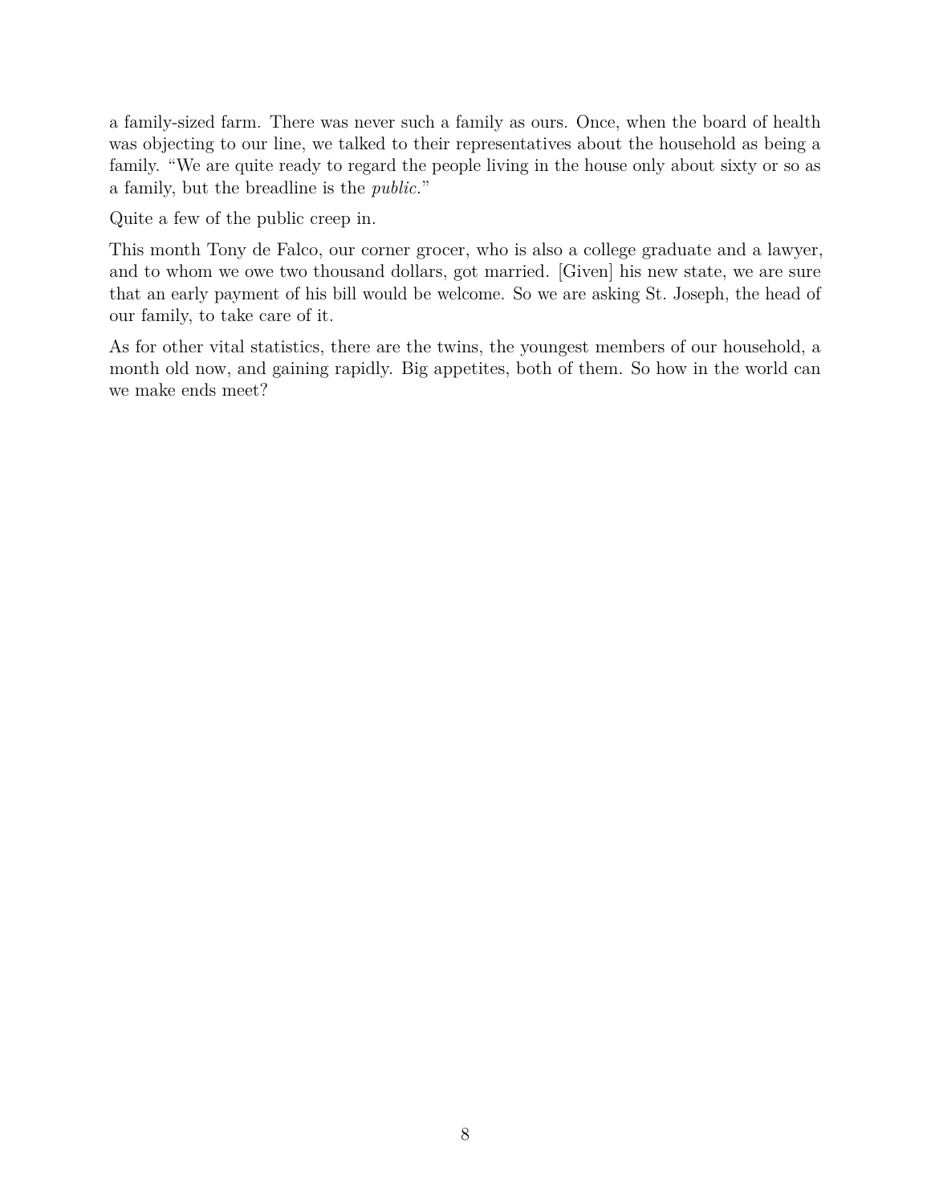a family-sized farm. There was never such a family as ours. Once, when the board of health was objecting to our line, we talked to their representatives about the household as being a family. "We are quite ready to regard the people living in the house only about sixty or so as a family, but the breadline is the *public.*"

Quite a few of the public creep in.

This month Tony de Falco, our corner grocer, who is also a college graduate and a lawyer, and to whom we owe two thousand dollars, got married. [Given] his new state, we are sure that an early payment of his bill would be welcome. So we are asking St. Joseph, the head of our family, to take care of it.

As for other vital statistics, there are the twins, the youngest members of our household, a month old now, and gaining rapidly. Big appetites, both of them. So how in the world can we make ends meet?